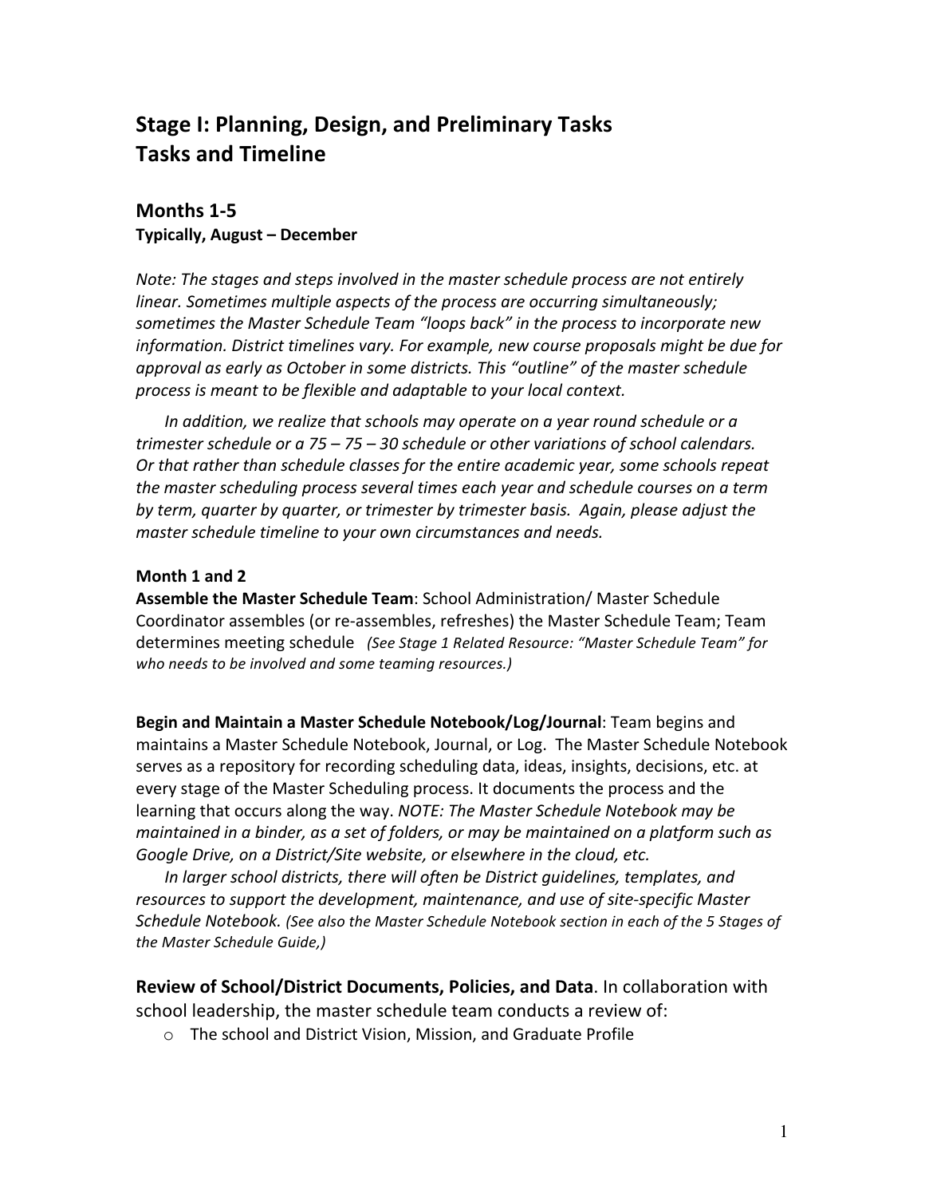# Stage I: Planning, Design, and Preliminary Tasks
# Tasks and Timeline

## Months 1-5

**Typically, August – December**

*Note: The stages and steps involved in the master schedule process are not entirely linear. Sometimes multiple aspects of the process are occurring simultaneously; sometimes the Master Schedule Team "loops back" in the process to incorporate new information. District timelines vary. For example, new course proposals might be due for approval as early as October in some districts. This "outline" of the master schedule process is meant to be flexible and adaptable to your local context.*

*In addition, we realize that schools may operate on a year round schedule or a trimester schedule or a 75 – 75 – 30 schedule or other variations of school calendars. Or that rather than schedule classes for the entire academic year, some schools repeat the master scheduling process several times each year and schedule courses on a term by term, quarter by quarter, or trimester by trimester basis. Again, please adjust the master schedule timeline to your own circumstances and needs.*

**Month 1 and 2**

**Assemble the Master Schedule Team**: School Administration/ Master Schedule Coordinator assembles (or re-assembles, refreshes) the Master Schedule Team; Team determines meeting schedule *(See Stage 1 Related Resource: "Master Schedule Team" for who needs to be involved and some teaming resources.)*

**Begin and Maintain a Master Schedule Notebook/Log/Journal**: Team begins and maintains a Master Schedule Notebook, Journal, or Log. The Master Schedule Notebook serves as a repository for recording scheduling data, ideas, insights, decisions, etc. at every stage of the Master Scheduling process. It documents the process and the learning that occurs along the way. *NOTE: The Master Schedule Notebook may be maintained in a binder, as a set of folders, or may be maintained on a platform such as Google Drive, on a District/Site website, or elsewhere in the cloud, etc.*

*In larger school districts, there will often be District guidelines, templates, and resources to support the development, maintenance, and use of site-specific Master Schedule Notebook. (See also the Master Schedule Notebook section in each of the 5 Stages of the Master Schedule Guide,)*

**Review of School/District Documents, Policies, and Data**. In collaboration with school leadership, the master schedule team conducts a review of:

- The school and District Vision, Mission, and Graduate Profile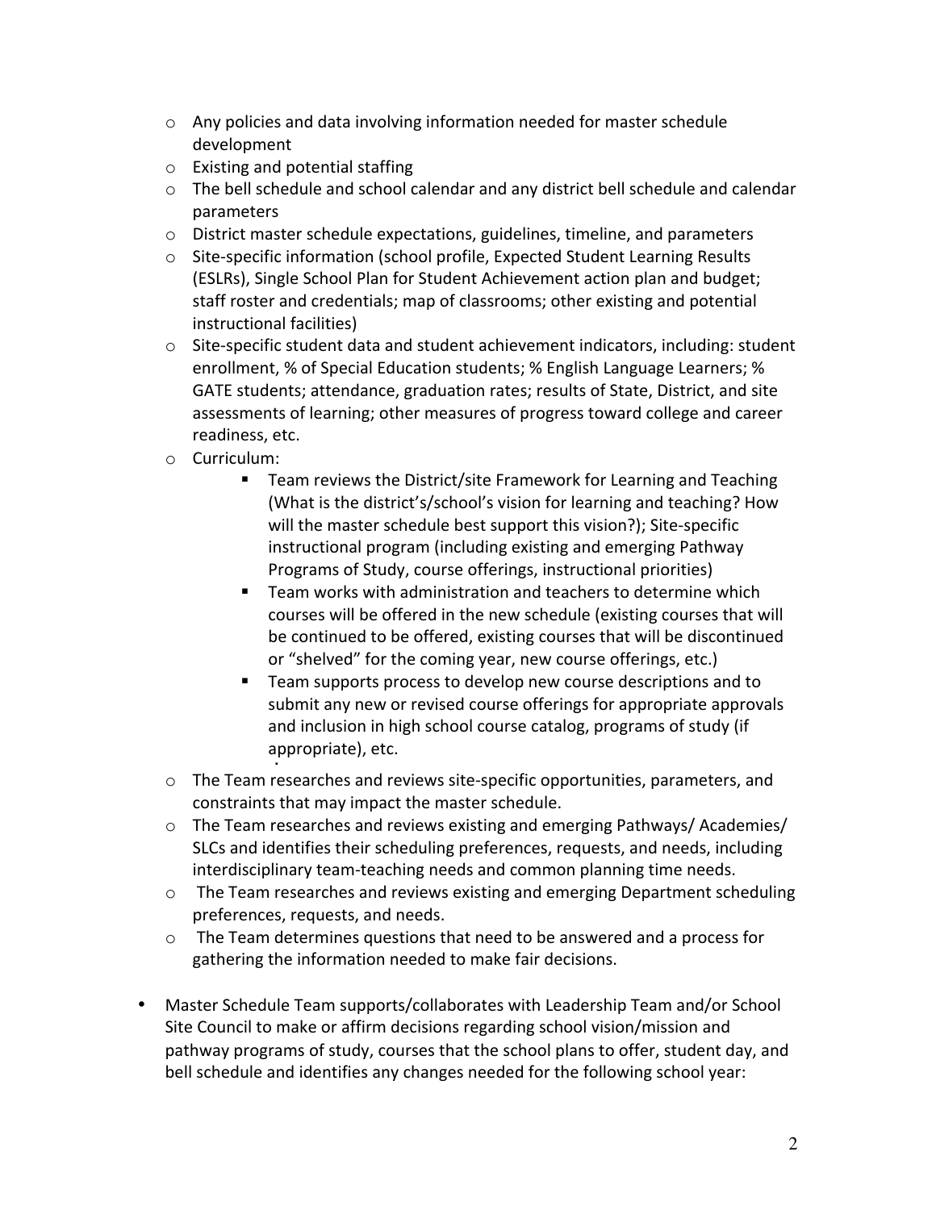- Any policies and data involving information needed for master schedule development
- Existing and potential staffing
- The bell schedule and school calendar and any district bell schedule and calendar parameters
- District master schedule expectations, guidelines, timeline, and parameters
- Site-specific information (school profile, Expected Student Learning Results (ESLRs), Single School Plan for Student Achievement action plan and budget; staff roster and credentials; map of classrooms; other existing and potential instructional facilities)
- Site-specific student data and student achievement indicators, including: student enrollment, % of Special Education students; % English Language Learners; % GATE students; attendance, graduation rates; results of State, District, and site assessments of learning; other measures of progress toward college and career readiness, etc.
- Curriculum:
    - Team reviews the District/site Framework for Learning and Teaching (What is the district's/school's vision for learning and teaching? How will the master schedule best support this vision?); Site-specific instructional program (including existing and emerging Pathway Programs of Study, course offerings, instructional priorities)
    - Team works with administration and teachers to determine which courses will be offered in the new schedule (existing courses that will be continued to be offered, existing courses that will be discontinued or "shelved" for the coming year, new course offerings, etc.)
    - Team supports process to develop new course descriptions and to submit any new or revised course offerings for appropriate approvals and inclusion in high school course catalog, programs of study (if appropriate), etc.
- The Team researches and reviews site-specific opportunities, parameters, and constraints that may impact the master schedule.
- The Team researches and reviews existing and emerging Pathways/ Academies/ SLCs and identifies their scheduling preferences, requests, and needs, including interdisciplinary team-teaching needs and common planning time needs.
- The Team researches and reviews existing and emerging Department scheduling preferences, requests, and needs.
- The Team determines questions that need to be answered and a process for gathering the information needed to make fair decisions.

- Master Schedule Team supports/collaborates with Leadership Team and/or School Site Council to make or affirm decisions regarding school vision/mission and pathway programs of study, courses that the school plans to offer, student day, and bell schedule and identifies any changes needed for the following school year: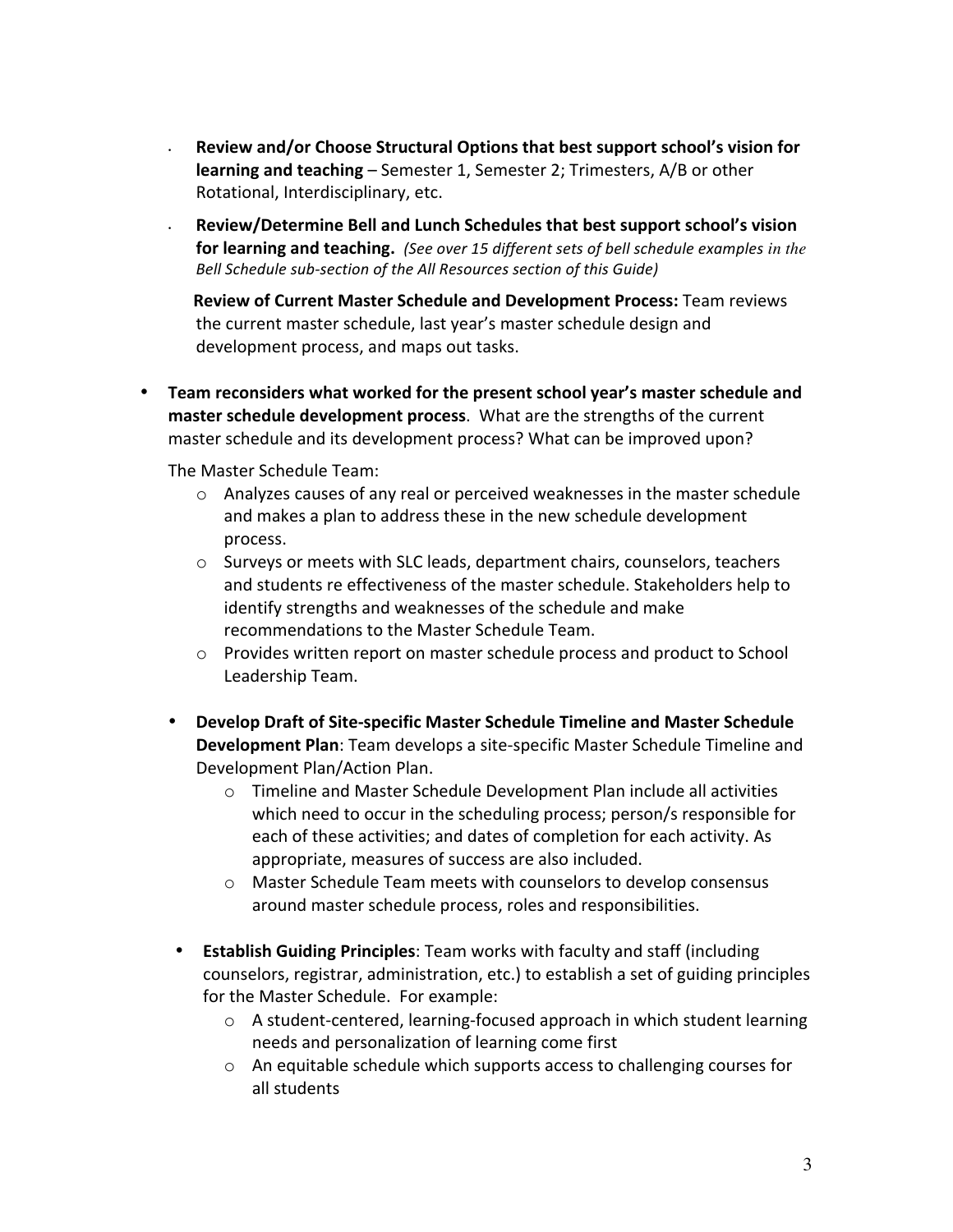- **Review and/or Choose Structural Options that best support school's vision for learning and teaching** – Semester 1, Semester 2; Trimesters, A/B or other Rotational, Interdisciplinary, etc.
- **Review/Determine Bell and Lunch Schedules that best support school's vision for learning and teaching.** *(See over 15 different sets of bell schedule examples in the Bell Schedule sub-section of the All Resources section of this Guide)*

**Review of Current Master Schedule and Development Process:** Team reviews the current master schedule, last year's master schedule design and development process, and maps out tasks.

- **Team reconsiders what worked for the present school year's master schedule and master schedule development process**. What are the strengths of the current master schedule and its development process? What can be improved upon?

  The Master Schedule Team:
  - Analyzes causes of any real or perceived weaknesses in the master schedule and makes a plan to address these in the new schedule development process.
  - Surveys or meets with SLC leads, department chairs, counselors, teachers and students re effectiveness of the master schedule. Stakeholders help to identify strengths and weaknesses of the schedule and make recommendations to the Master Schedule Team.
  - Provides written report on master schedule process and product to School Leadership Team.

- **Develop Draft of Site-specific Master Schedule Timeline and Master Schedule Development Plan**: Team develops a site-specific Master Schedule Timeline and Development Plan/Action Plan.
  - Timeline and Master Schedule Development Plan include all activities which need to occur in the scheduling process; person/s responsible for each of these activities; and dates of completion for each activity. As appropriate, measures of success are also included.
  - Master Schedule Team meets with counselors to develop consensus around master schedule process, roles and responsibilities.

- **Establish Guiding Principles**: Team works with faculty and staff (including counselors, registrar, administration, etc.) to establish a set of guiding principles for the Master Schedule. For example:
  - A student-centered, learning-focused approach in which student learning needs and personalization of learning come first
  - An equitable schedule which supports access to challenging courses for all students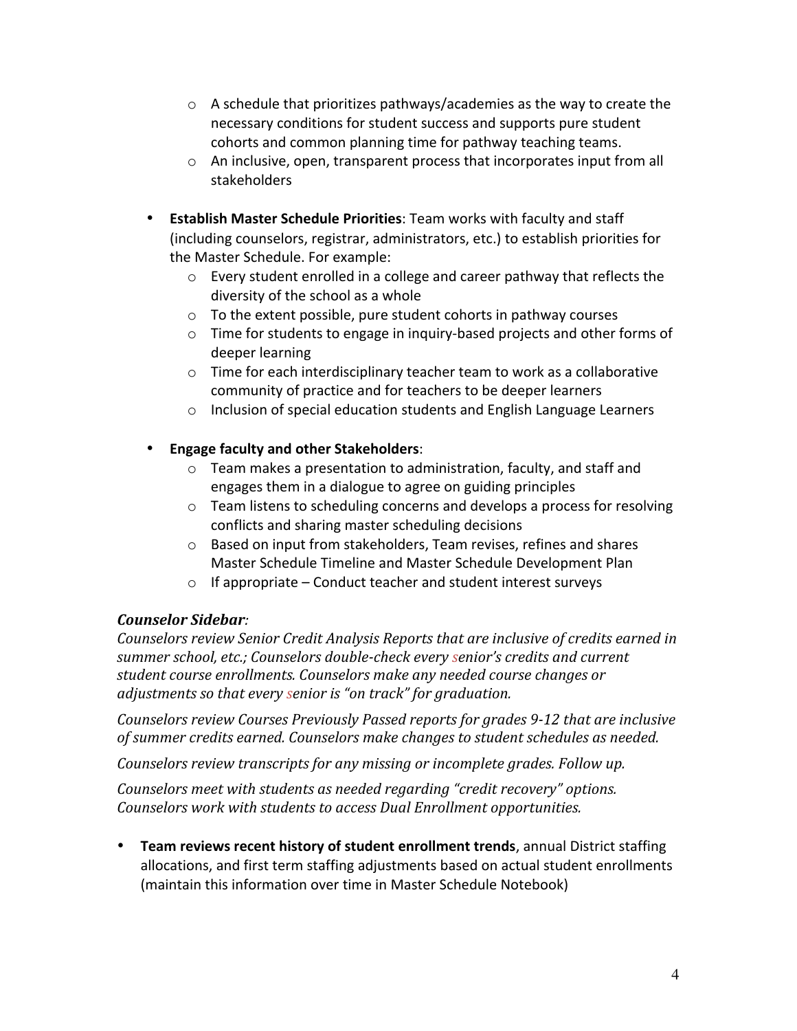- A schedule that prioritizes pathways/academies as the way to create the necessary conditions for student success and supports pure student cohorts and common planning time for pathway teaching teams.
- An inclusive, open, transparent process that incorporates input from all stakeholders

- **Establish Master Schedule Priorities**: Team works with faculty and staff (including counselors, registrar, administrators, etc.) to establish priorities for the Master Schedule. For example:
  - Every student enrolled in a college and career pathway that reflects the diversity of the school as a whole
  - To the extent possible, pure student cohorts in pathway courses
  - Time for students to engage in inquiry-based projects and other forms of deeper learning
  - Time for each interdisciplinary teacher team to work as a collaborative community of practice and for teachers to be deeper learners
  - Inclusion of special education students and English Language Learners

- **Engage faculty and other Stakeholders**:
  - Team makes a presentation to administration, faculty, and staff and engages them in a dialogue to agree on guiding principles
  - Team listens to scheduling concerns and develops a process for resolving conflicts and sharing master scheduling decisions
  - Based on input from stakeholders, Team revises, refines and shares Master Schedule Timeline and Master Schedule Development Plan
  - If appropriate – Conduct teacher and student interest surveys

***Counselor Sidebar**:*
*Counselors review Senior Credit Analysis Reports that are inclusive of credits earned in summer school, etc.; Counselors double-check every senior's credits and current student course enrollments. Counselors make any needed course changes or adjustments so that every senior is "on track" for graduation.*

*Counselors review Courses Previously Passed reports for grades 9-12 that are inclusive of summer credits earned. Counselors make changes to student schedules as needed.*

*Counselors review transcripts for any missing or incomplete grades. Follow up.*

*Counselors meet with students as needed regarding "credit recovery" options. Counselors work with students to access Dual Enrollment opportunities.*

- **Team reviews recent history of student enrollment trends**, annual District staffing allocations, and first term staffing adjustments based on actual student enrollments (maintain this information over time in Master Schedule Notebook)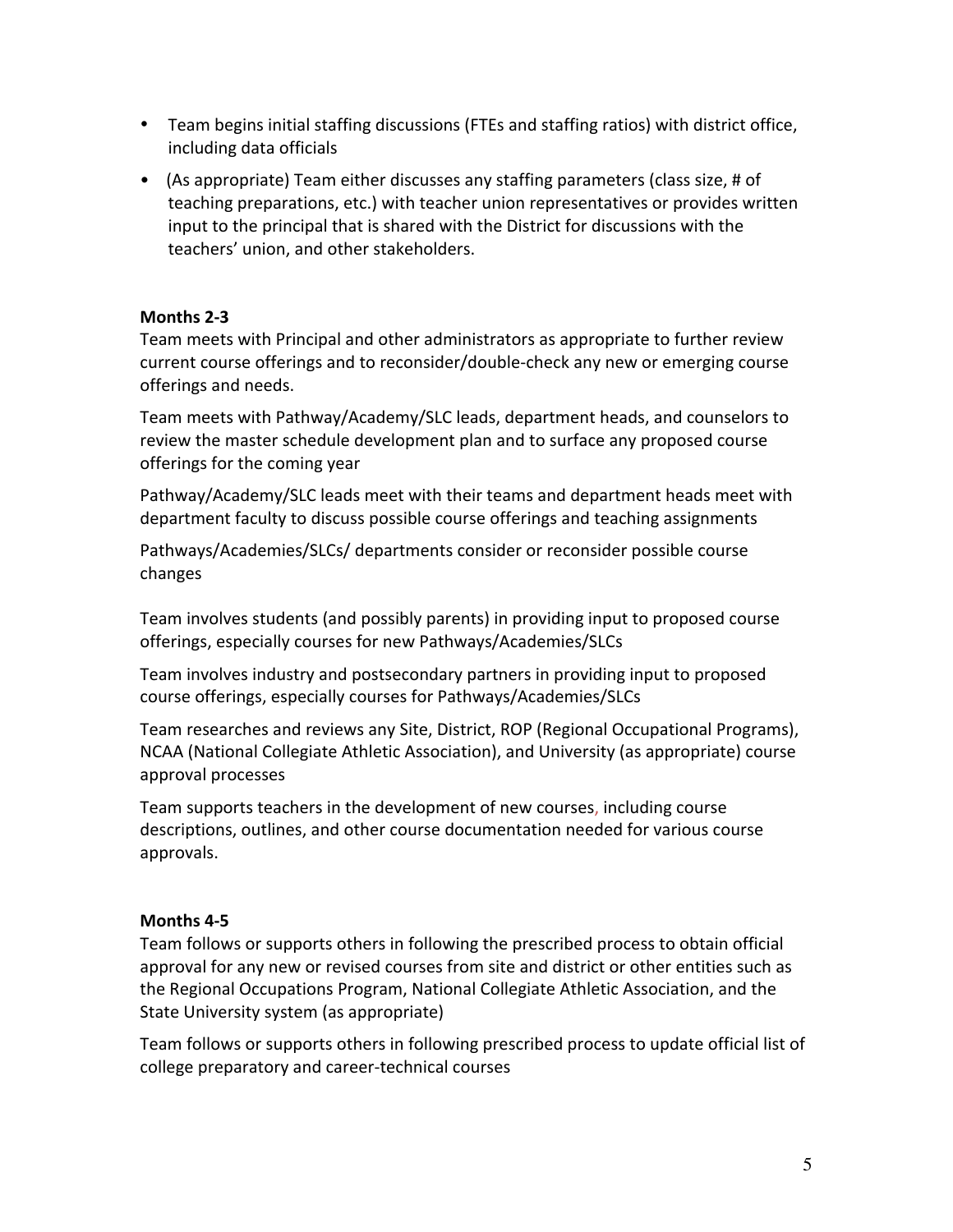- Team begins initial staffing discussions (FTEs and staffing ratios) with district office, including data officials
- (As appropriate) Team either discusses any staffing parameters (class size, # of teaching preparations, etc.) with teacher union representatives or provides written input to the principal that is shared with the District for discussions with the teachers' union, and other stakeholders.

**Months 2-3**

Team meets with Principal and other administrators as appropriate to further review current course offerings and to reconsider/double-check any new or emerging course offerings and needs.

Team meets with Pathway/Academy/SLC leads, department heads, and counselors to review the master schedule development plan and to surface any proposed course offerings for the coming year

Pathway/Academy/SLC leads meet with their teams and department heads meet with department faculty to discuss possible course offerings and teaching assignments

Pathways/Academies/SLCs/ departments consider or reconsider possible course changes

Team involves students (and possibly parents) in providing input to proposed course offerings, especially courses for new Pathways/Academies/SLCs

Team involves industry and postsecondary partners in providing input to proposed course offerings, especially courses for Pathways/Academies/SLCs

Team researches and reviews any Site, District, ROP (Regional Occupational Programs), NCAA (National Collegiate Athletic Association), and University (as appropriate) course approval processes

Team supports teachers in the development of new courses, including course descriptions, outlines, and other course documentation needed for various course approvals.

**Months 4-5**

Team follows or supports others in following the prescribed process to obtain official approval for any new or revised courses from site and district or other entities such as the Regional Occupations Program, National Collegiate Athletic Association, and the State University system (as appropriate)

Team follows or supports others in following prescribed process to update official list of college preparatory and career-technical courses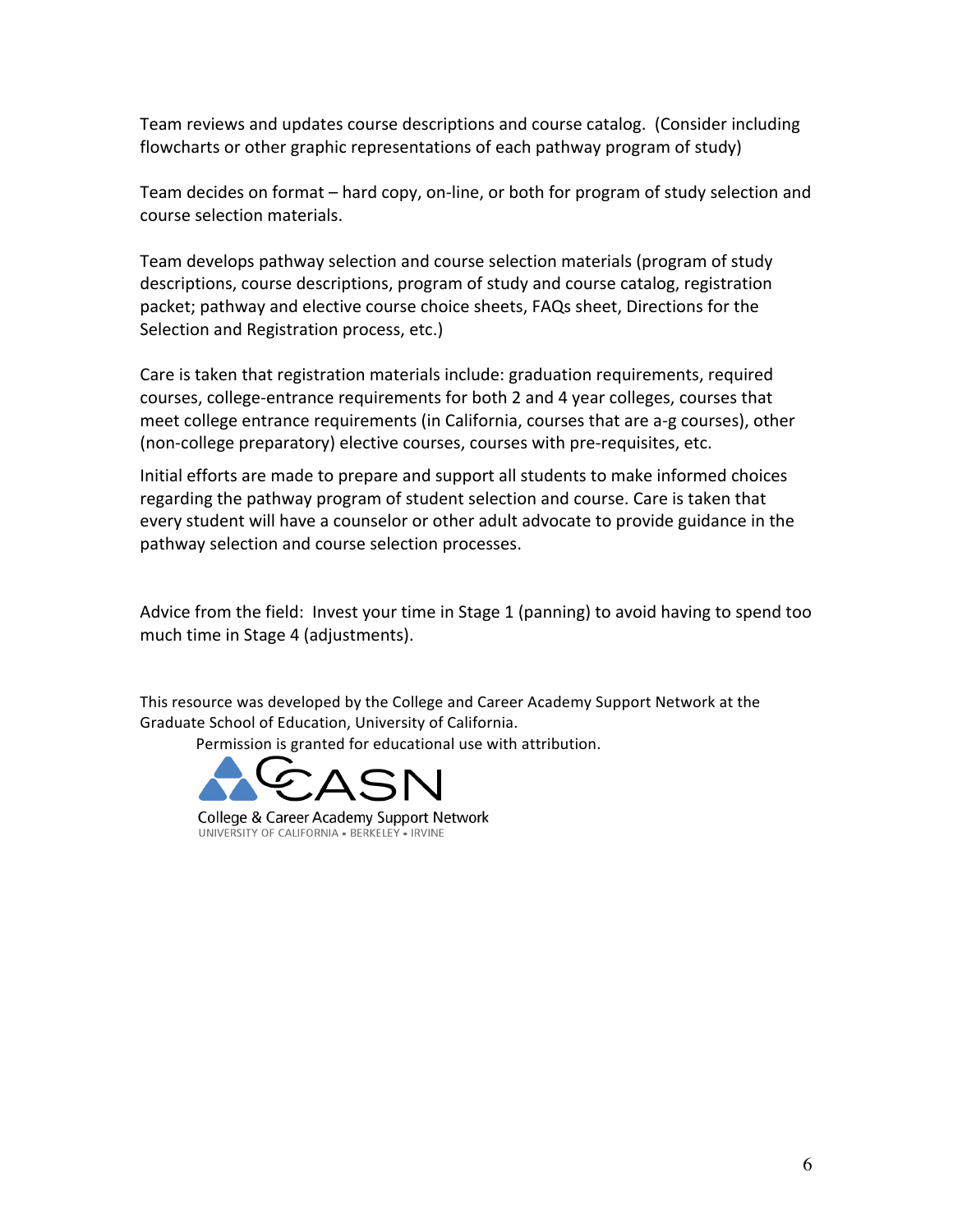Team reviews and updates course descriptions and course catalog. (Consider including flowcharts or other graphic representations of each pathway program of study)

Team decides on format – hard copy, on-line, or both for program of study selection and course selection materials.

Team develops pathway selection and course selection materials (program of study descriptions, course descriptions, program of study and course catalog, registration packet; pathway and elective course choice sheets, FAQs sheet, Directions for the Selection and Registration process, etc.)

Care is taken that registration materials include: graduation requirements, required courses, college-entrance requirements for both 2 and 4 year colleges, courses that meet college entrance requirements (in California, courses that are a-g courses), other (non-college preparatory) elective courses, courses with pre-requisites, etc.

Initial efforts are made to prepare and support all students to make informed choices regarding the pathway program of student selection and course. Care is taken that every student will have a counselor or other adult advocate to provide guidance in the pathway selection and course selection processes.

Advice from the field: Invest your time in Stage 1 (panning) to avoid having to spend too much time in Stage 4 (adjustments).

This resource was developed by the College and Career Academy Support Network at the Graduate School of Education, University of California.

Permission is granted for educational use with attribution.

CASN

College & Career Academy Support Network

UNIVERSITY OF CALIFORNIA • BERKELEY • IRVINE